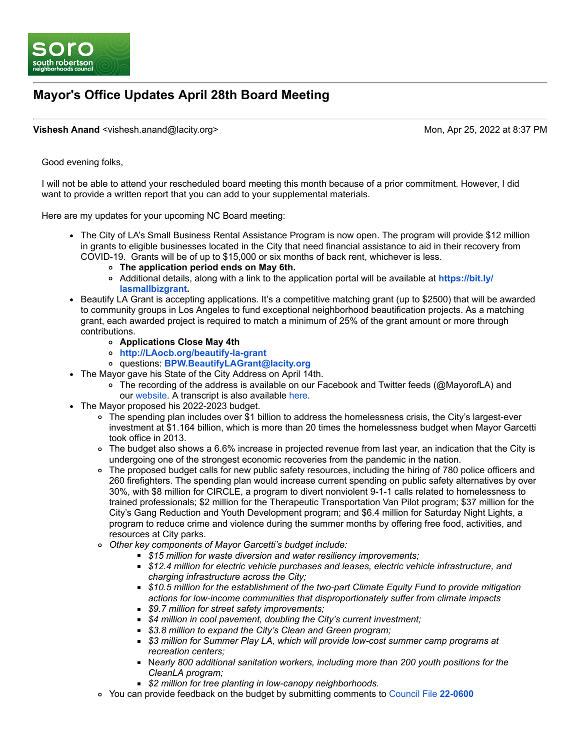soro south robertson neighborhoods council

# Mayor's Office Updates April 28th Board Meeting

**Vishesh Anand** <vishesh.anand@lacity.org> Mon, Apr 25, 2022 at 8:37 PM

Good evening folks,

I will not be able to attend your rescheduled board meeting this month because of a prior commitment. However, I did want to provide a written report that you can add to your supplemental materials.

Here are my updates for your upcoming NC Board meeting:

- The City of LA's Small Business Rental Assistance Program is now open. The program will provide $12 million in grants to eligible businesses located in the City that need financial assistance to aid in their recovery from COVID-19. Grants will be of up to $15,000 or six months of back rent, whichever is less.
  - **The application period ends on May 6th.**
  - Additional details, along with a link to the application portal will be available at **https://bit.ly/lasmallbizgrant.**
- Beautify LA Grant is accepting applications. It's a competitive matching grant (up to $2500) that will be awarded to community groups in Los Angeles to fund exceptional neighborhood beautification projects. As a matching grant, each awarded project is required to match a minimum of 25% of the grant amount or more through contributions.
  - **Applications Close May 4th**
  - **http://LAocb.org/beautify-la-grant**
  - questions: **BPW.BeautifyLAGrant@lacity.org**
- The Mayor gave his State of the City Address on April 14th.
  - The recording of the address is available on our Facebook and Twitter feeds (@MayorofLA) and our website. A transcript is also available here.
- The Mayor proposed his 2022-2023 budget.
  - The spending plan includes over $1 billion to address the homelessness crisis, the City's largest-ever investment at $1.164 billion, which is more than 20 times the homelessness budget when Mayor Garcetti took office in 2013.
  - The budget also shows a 6.6% increase in projected revenue from last year, an indication that the City is undergoing one of the strongest economic recoveries from the pandemic in the nation.
  - The proposed budget calls for new public safety resources, including the hiring of 780 police officers and 260 firefighters. The spending plan would increase current spending on public safety alternatives by over 30%, with $8 million for CIRCLE, a program to divert nonviolent 9-1-1 calls related to homelessness to trained professionals; $2 million for the Therapeutic Transportation Van Pilot program; $37 million for the City's Gang Reduction and Youth Development program; and $6.4 million for Saturday Night Lights, a program to reduce crime and violence during the summer months by offering free food, activities, and resources at City parks.
  - *Other key components of Mayor Garcetti's budget include:*
    - *$15 million for waste diversion and water resiliency improvements;*
    - *$12.4 million for electric vehicle purchases and leases, electric vehicle infrastructure, and charging infrastructure across the City;*
    - *$10.5 million for the establishment of the two-part Climate Equity Fund to provide mitigation actions for low-income communities that disproportionately suffer from climate impacts*
    - *$9.7 million for street safety improvements;*
    - *$4 million in cool pavement, doubling the City's current investment;*
    - *$3.8 million to expand the City's Clean and Green program;*
    - *$3 million for Summer Play LA, which will provide low-cost summer camp programs at recreation centers;*
    - N*early 800 additional sanitation workers, including more than 200 youth positions for the CleanLA program;*
    - *$2 million for tree planting in low-canopy neighborhoods.*
  - You can provide feedback on the budget by submitting comments to Council File **22-0600**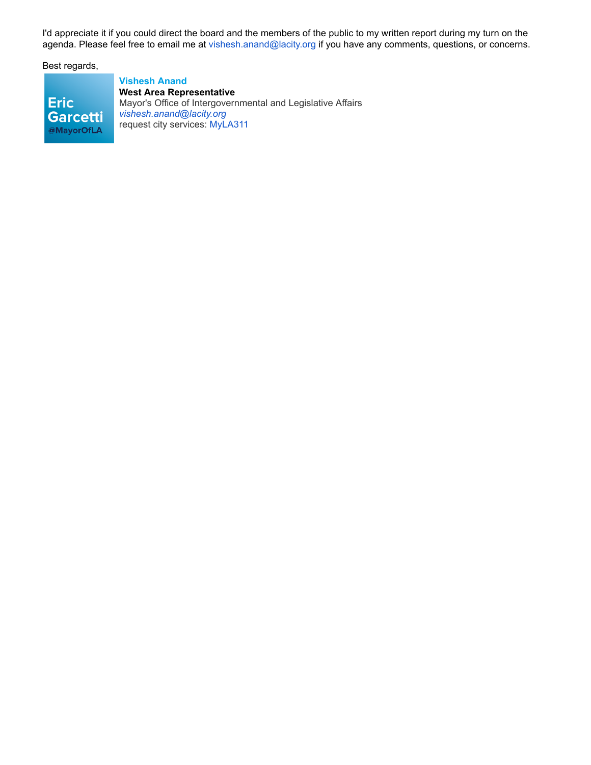I'd appreciate it if you could direct the board and the members of the public to my written report during my turn on the agenda. Please feel free to email me at vishesh.anand@lacity.org if you have any comments, questions, or concerns.

Best regards,

Eric Garcetti
@MayorOfLA

**Vishesh Anand**
**West Area Representative**
Mayor's Office of Intergovernmental and Legislative Affairs
*vishesh.anand@lacity.org*
request city services: MyLA311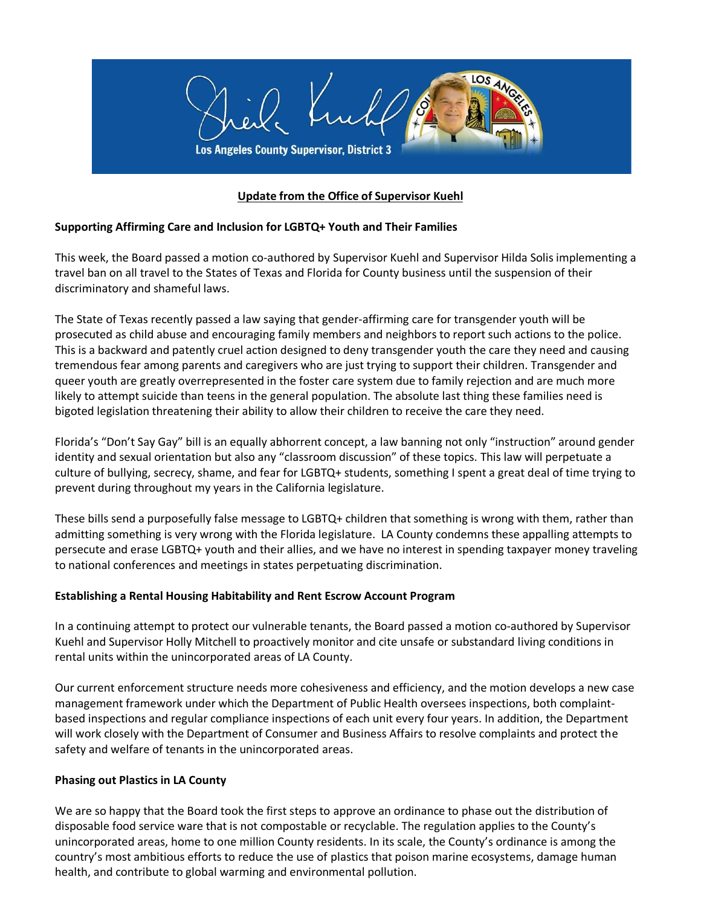Los Angeles County Supervisor, District 3

**Update from the Office of Supervisor Kuehl**

**Supporting Affirming Care and Inclusion for LGBTQ+ Youth and Their Families**

This week, the Board passed a motion co-authored by Supervisor Kuehl and Supervisor Hilda Solis implementing a travel ban on all travel to the States of Texas and Florida for County business until the suspension of their discriminatory and shameful laws.

The State of Texas recently passed a law saying that gender-affirming care for transgender youth will be prosecuted as child abuse and encouraging family members and neighbors to report such actions to the police. This is a backward and patently cruel action designed to deny transgender youth the care they need and causing tremendous fear among parents and caregivers who are just trying to support their children. Transgender and queer youth are greatly overrepresented in the foster care system due to family rejection and are much more likely to attempt suicide than teens in the general population. The absolute last thing these families need is bigoted legislation threatening their ability to allow their children to receive the care they need.

Florida's "Don't Say Gay" bill is an equally abhorrent concept, a law banning not only "instruction" around gender identity and sexual orientation but also any "classroom discussion" of these topics. This law will perpetuate a culture of bullying, secrecy, shame, and fear for LGBTQ+ students, something I spent a great deal of time trying to prevent during throughout my years in the California legislature.

These bills send a purposefully false message to LGBTQ+ children that something is wrong with them, rather than admitting something is very wrong with the Florida legislature. LA County condemns these appalling attempts to persecute and erase LGBTQ+ youth and their allies, and we have no interest in spending taxpayer money traveling to national conferences and meetings in states perpetuating discrimination.

**Establishing a Rental Housing Habitability and Rent Escrow Account Program**

In a continuing attempt to protect our vulnerable tenants, the Board passed a motion co-authored by Supervisor Kuehl and Supervisor Holly Mitchell to proactively monitor and cite unsafe or substandard living conditions in rental units within the unincorporated areas of LA County.

Our current enforcement structure needs more cohesiveness and efficiency, and the motion develops a new case management framework under which the Department of Public Health oversees inspections, both complaint-based inspections and regular compliance inspections of each unit every four years. In addition, the Department will work closely with the Department of Consumer and Business Affairs to resolve complaints and protect the safety and welfare of tenants in the unincorporated areas.

**Phasing out Plastics in LA County**

We are so happy that the Board took the first steps to approve an ordinance to phase out the distribution of disposable food service ware that is not compostable or recyclable. The regulation applies to the County's unincorporated areas, home to one million County residents. In its scale, the County's ordinance is among the country's most ambitious efforts to reduce the use of plastics that poison marine ecosystems, damage human health, and contribute to global warming and environmental pollution.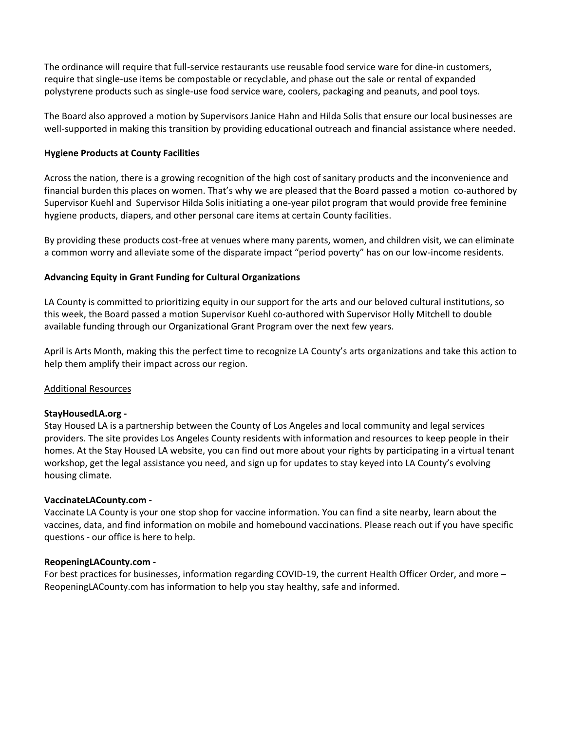The ordinance will require that full-service restaurants use reusable food service ware for dine-in customers, require that single-use items be compostable or recyclable, and phase out the sale or rental of expanded polystyrene products such as single-use food service ware, coolers, packaging and peanuts, and pool toys.

The Board also approved a motion by Supervisors Janice Hahn and Hilda Solis that ensure our local businesses are well-supported in making this transition by providing educational outreach and financial assistance where needed.

**Hygiene Products at County Facilities**

Across the nation, there is a growing recognition of the high cost of sanitary products and the inconvenience and financial burden this places on women. That's why we are pleased that the Board passed a motion co-authored by Supervisor Kuehl and Supervisor Hilda Solis initiating a one-year pilot program that would provide free feminine hygiene products, diapers, and other personal care items at certain County facilities.

By providing these products cost-free at venues where many parents, women, and children visit, we can eliminate a common worry and alleviate some of the disparate impact "period poverty" has on our low-income residents.

**Advancing Equity in Grant Funding for Cultural Organizations**

LA County is committed to prioritizing equity in our support for the arts and our beloved cultural institutions, so this week, the Board passed a motion Supervisor Kuehl co-authored with Supervisor Holly Mitchell to double available funding through our Organizational Grant Program over the next few years.

April is Arts Month, making this the perfect time to recognize LA County's arts organizations and take this action to help them amplify their impact across our region.

<u>Additional Resources</u>

**StayHousedLA.org -**
Stay Housed LA is a partnership between the County of Los Angeles and local community and legal services providers. The site provides Los Angeles County residents with information and resources to keep people in their homes. At the Stay Housed LA website, you can find out more about your rights by participating in a virtual tenant workshop, get the legal assistance you need, and sign up for updates to stay keyed into LA County's evolving housing climate.

**VaccinateLACounty.com -**
Vaccinate LA County is your one stop shop for vaccine information. You can find a site nearby, learn about the vaccines, data, and find information on mobile and homebound vaccinations. Please reach out if you have specific questions - our office is here to help.

**ReopeningLACounty.com -**
For best practices for businesses, information regarding COVID-19, the current Health Officer Order, and more – ReopeningLACounty.com has information to help you stay healthy, safe and informed.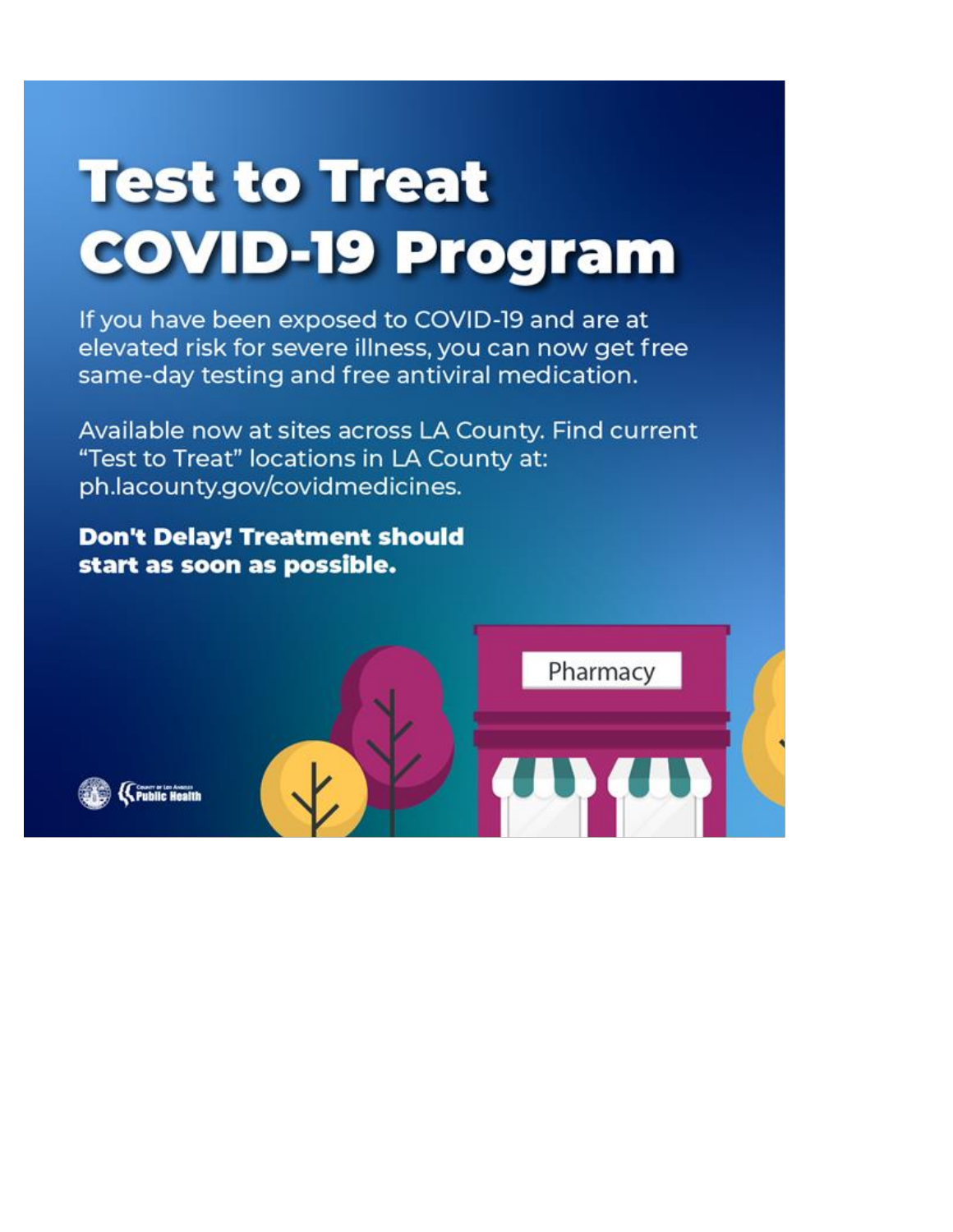# Test to Treat COVID-19 Program

If you have been exposed to COVID-19 and are at elevated risk for severe illness, you can now get free same-day testing and free antiviral medication.

Available now at sites across LA County. Find current "Test to Treat" locations in LA County at: ph.lacounty.gov/covidmedicines.

**Don't Delay! Treatment should start as soon as possible.**

Pharmacy

County of Los Angeles Public Health